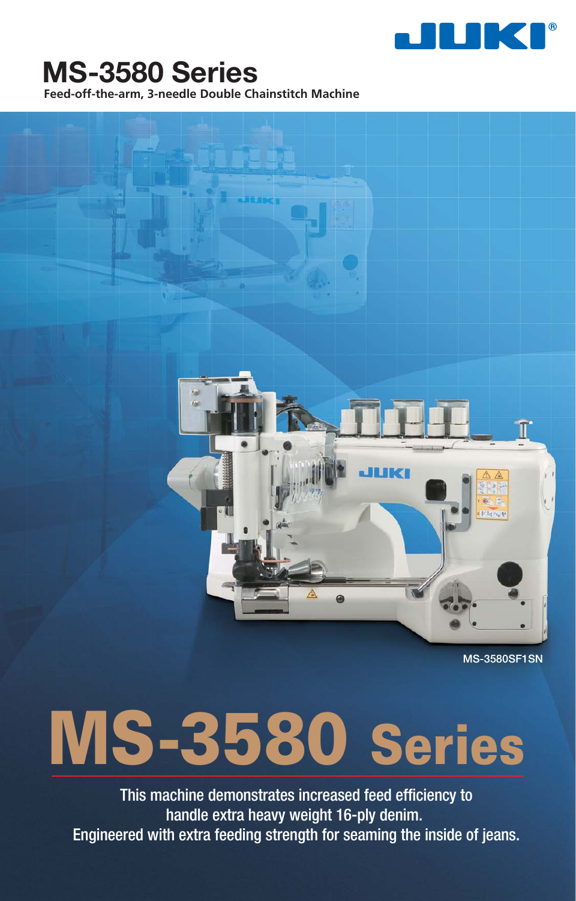# MS-3580 Series

**Feed-off-the-arm, 3-needle Double Chainstitch Machine**

MS-3580SF1SN

# MS-3580 Series

This machine demonstrates increased feed efficiency to handle extra heavy weight 16-ply denim.
Engineered with extra feeding strength for seaming the inside of jeans.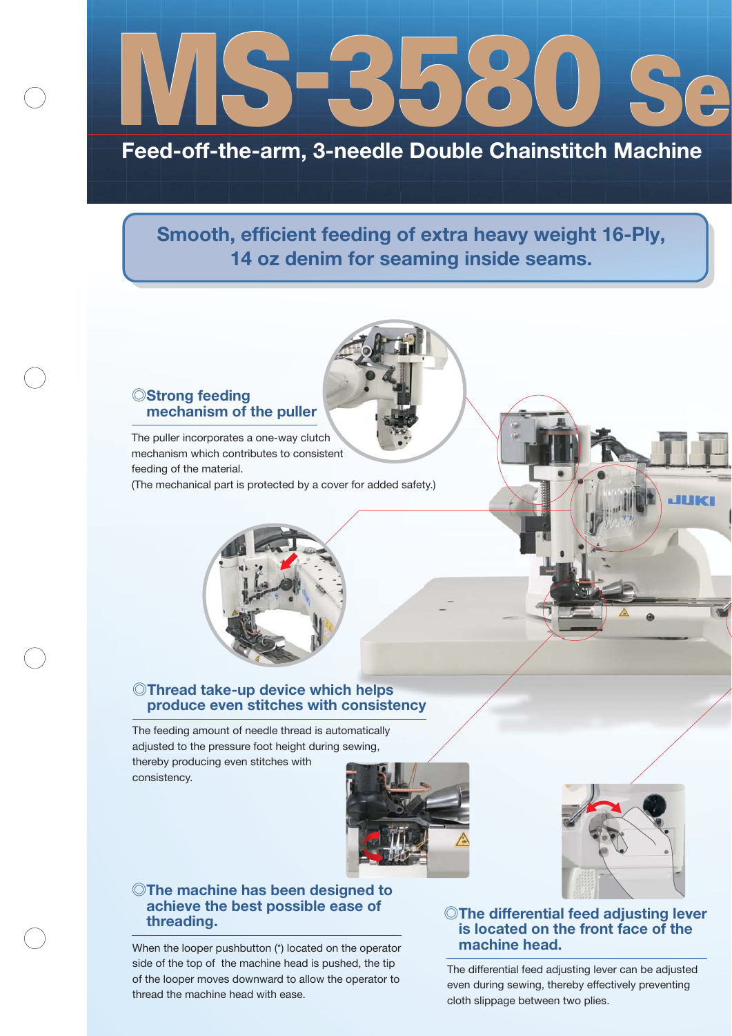# MS-3580 Se

## Feed-off-the-arm, 3-needle Double Chainstitch Machine

**Smooth, efficient feeding of extra heavy weight 16-Ply, 14 oz denim for seaming inside seams.**

### ◎Strong feeding mechanism of the puller

The puller incorporates a one-way clutch mechanism which contributes to consistent feeding of the material.
(The mechanical part is protected by a cover for added safety.)

### ◎Thread take-up device which helps produce even stitches with consistency

The feeding amount of needle thread is automatically adjusted to the pressure foot height during sewing, thereby producing even stitches with consistency.

### ◎The machine has been designed to achieve the best possible ease of threading.

When the looper pushbutton (*) located on the operator side of the top of the machine head is pushed, the tip of the looper moves downward to allow the operator to thread the machine head with ease.

### ◎The differential feed adjusting lever is located on the front face of the machine head.

The differential feed adjusting lever can be adjusted even during sewing, thereby effectively preventing cloth slippage between two plies.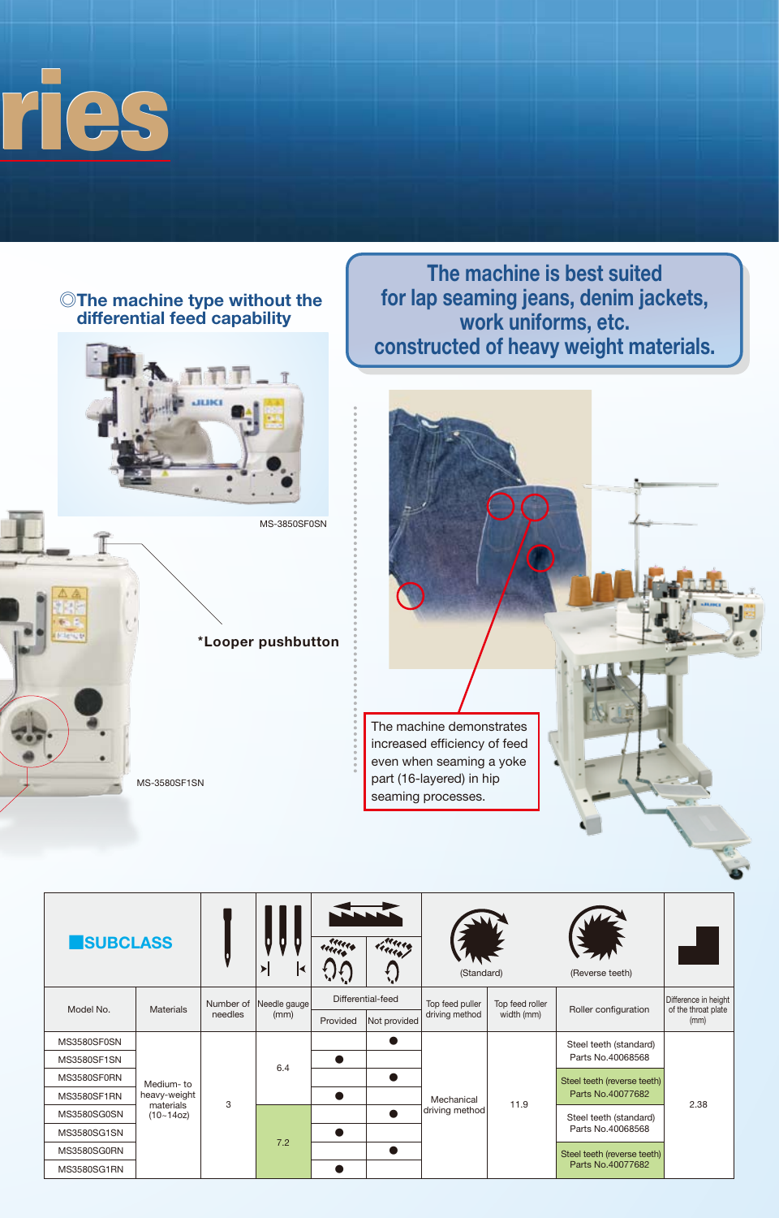# ries

◎The machine type without the differential feed capability

**The machine is best suited for lap seaming jeans, denim jackets, work uniforms, etc. constructed of heavy weight materials.**

MS-3850SF0SN

***Looper pushbutton**

MS-3580SF1SN

The machine demonstrates increased efficiency of feed even when seaming a yoke part (16-layered) in hip seaming processes.

| ■SUBCLASS | | | | | | | | | |
|---|---|---|---|---|---|---|---|---|---|
| Model No. | Materials | Number of needles | Needle gauge (mm) | Differential-feed | | Top feed puller driving method | Top feed roller width (mm) | Roller configuration | Difference in height of the throat plate (mm) |
| | | | | Provided | Not provided | | | | |
| MS3580SF0SN | Medium- to heavy-weight materials (10~14oz) | 3 | 6.4 | | ● | Mechanical driving method | 11.9 | Steel teeth (standard) Parts No.40068568 | 2.38 |
| MS3580SF1SN | | | | ● | | | | | |
| MS3580SF0RN | | | | | ● | | | Steel teeth (reverse teeth) Parts No.40077682 | |
| MS3580SF1RN | | | | ● | | | | | |
| MS3580SG0SN | | | 7.2 | | ● | | | Steel teeth (standard) Parts No.40068568 | |
| MS3580SG1SN | | | | ● | | | | | |
| MS3580SG0RN | | | | | ● | | | Steel teeth (reverse teeth) Parts No.40077682 | |
| MS3580SG1RN | | | | ● | | | | | |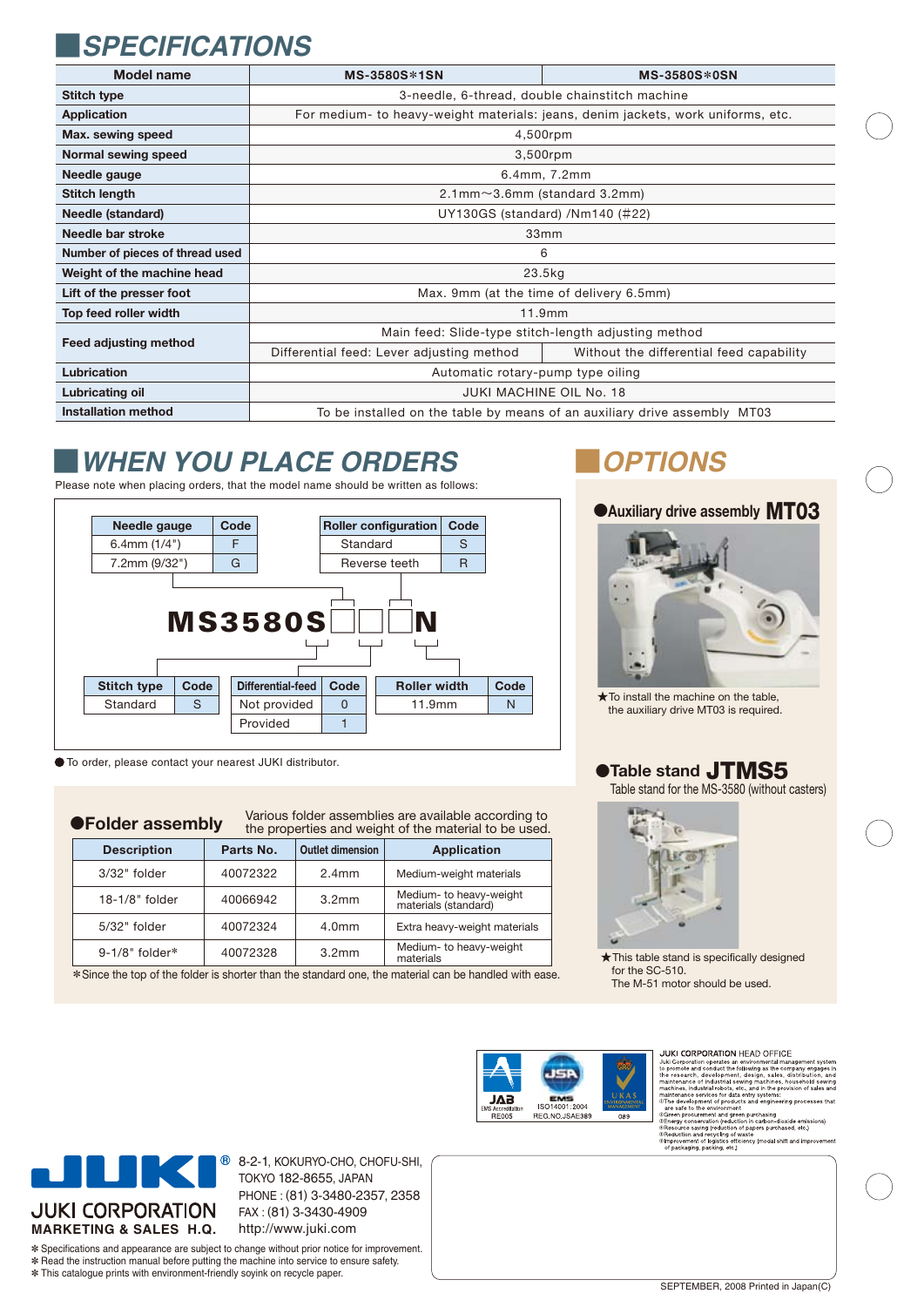## SPECIFICATIONS

| Model name | MS-3580S*1SN | MS-3580S*0SN |
|---|---|---|
| Stitch type | 3-needle, 6-thread, double chainstitch machine | |
| Application | For medium- to heavy-weight materials: jeans, denim jackets, work uniforms, etc. | |
| Max. sewing speed | 4,500rpm | |
| Normal sewing speed | 3,500rpm | |
| Needle gauge | 6.4mm, 7.2mm | |
| Stitch length | 2.1mm～3.6mm (standard 3.2mm) | |
| Needle (standard) | UY130GS (standard) /Nm140 (#22) | |
| Needle bar stroke | 33mm | |
| Number of pieces of thread used | 6 | |
| Weight of the machine head | 23.5kg | |
| Lift of the presser foot | Max. 9mm (at the time of delivery 6.5mm) | |
| Top feed roller width | 11.9mm | |
| Feed adjusting method | Main feed: Slide-type stitch-length adjusting method | |
| | Differential feed: Lever adjusting method | Without the differential feed capability |
| Lubrication | Automatic rotary-pump type oiling | |
| Lubricating oil | JUKI MACHINE OIL No. 18 | |
| Installation method | To be installed on the table by means of an auxiliary drive assembly MT03 | |

## WHEN YOU PLACE ORDERS

Please note when placing orders, that the model name should be written as follows:

**MS3580S□□□N**

| Needle gauge | Code |
|---|---|
| 6.4mm (1/4") | F |
| 7.2mm (9/32") | G |

| Roller configuration | Code |
|---|---|
| Standard | S |
| Reverse teeth | R |

| Stitch type | Code |
|---|---|
| Standard | S |

| Differential-feed | Code |
|---|---|
| Not provided | 0 |
| Provided | 1 |

| Roller width | Code |
|---|---|
| 11.9mm | N |

● To order, please contact your nearest JUKI distributor.

### ●Folder assembly

Various folder assemblies are available according to the properties and weight of the material to be used.

| Description | Parts No. | Outlet dimension | Application |
|---|---|---|---|
| 3/32" folder | 40072322 | 2.4mm | Medium-weight materials |
| 18-1/8" folder | 40066942 | 3.2mm | Medium- to heavy-weight materials (standard) |
| 5/32" folder | 40072324 | 4.0mm | Extra heavy-weight materials |
| 9-1/8" folder* | 40072328 | 3.2mm | Medium- to heavy-weight materials |

*Since the top of the folder is shorter than the standard one, the material can be handled with ease.

## OPTIONS

### ●Auxiliary drive assembly MT03

★To install the machine on the table, the auxiliary drive MT03 is required.

### ●Table stand JTMS5

Table stand for the MS-3580 (without casters)

★This table stand is specifically designed for the SC-510. The M-51 motor should be used.

JAB EMS Accreditation RE005 | EMS ISO14001:2004 REG.NO.JSAE389 | UKAS ENVIRONMENTAL MANAGEMENT 089

JUKI CORPORATION HEAD OFFICE
Juki Corporation operates an environmental management system to promote and conduct the following as the company engages in the research, development, design, sales, distribution, and maintenance of industrial sewing machines, household sewing machines, industrial robots, etc., and in the provision of sales and maintenance services for data entry systems:
①The development of products and engineering processes that are safe to the environment
②Green procurement and green purchasing
③Energy conservation (reduction in carbon-dioxide emissions)
④Resource saving (reduction of papers purchased, etc.)
⑤Reduction and recycling of waste
⑥Improvement of logistics efficiency (modal shift and improvement of packaging, packing, etc.)

JUKI CORPORATION
MARKETING & SALES H.Q.
8-2-1, KOKURYO-CHO, CHOFU-SHI, TOKYO 182-8655, JAPAN
PHONE : (81) 3-3480-2357, 2358
FAX : (81) 3-3430-4909
http://www.juki.com

* Specifications and appearance are subject to change without prior notice for improvement.
* Read the instruction manual before putting the machine into service to ensure safety.
* This catalogue prints with environment-friendly soyink on recycle paper.

SEPTEMBER, 2008 Printed in Japan(C)